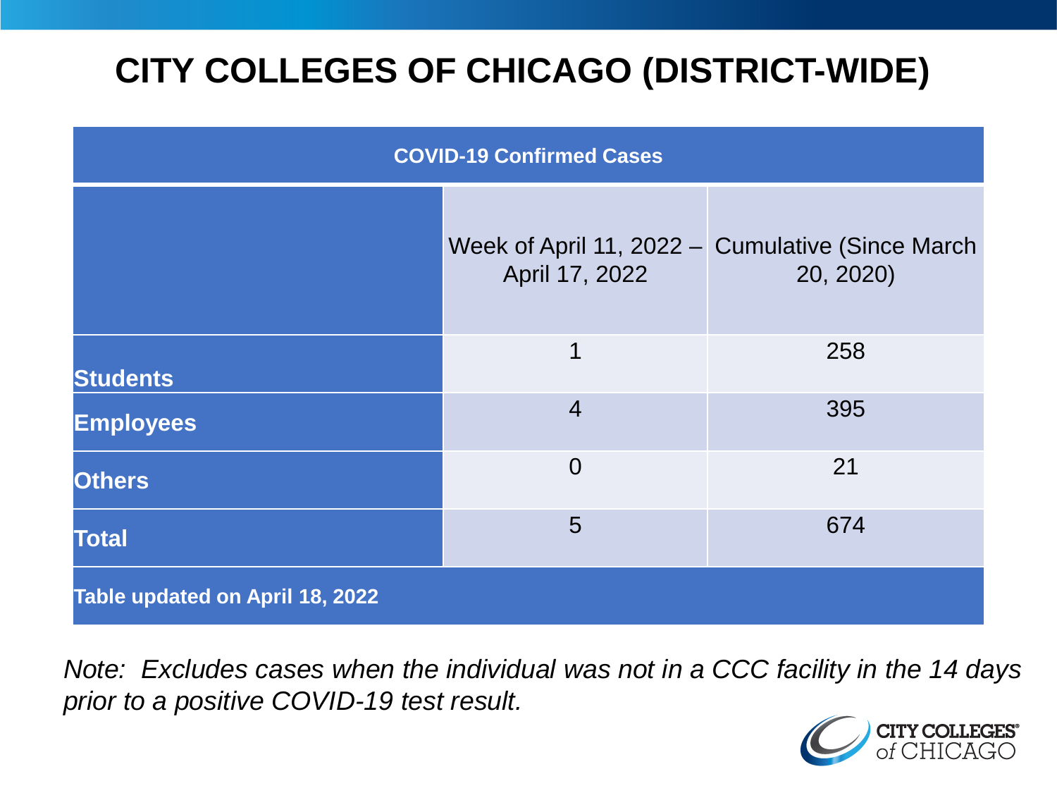# CITY COLLEGES OF CHICAGO (DISTRICT-WIDE)

| COVID-19 Confirmed Cases | | |
|---|---|---|
| | Week of April 11, 2022 – April 17, 2022 | Cumulative (Since March 20, 2020) |
| **Students** | 1 | 258 |
| **Employees** | 4 | 395 |
| **Others** | 0 | 21 |
| **Total** | 5 | 674 |
| **Table updated on April 18, 2022** | | |

*Note: Excludes cases when the individual was not in a CCC facility in the 14 days prior to a positive COVID-19 test result.*

CITY COLLEGES of CHICAGO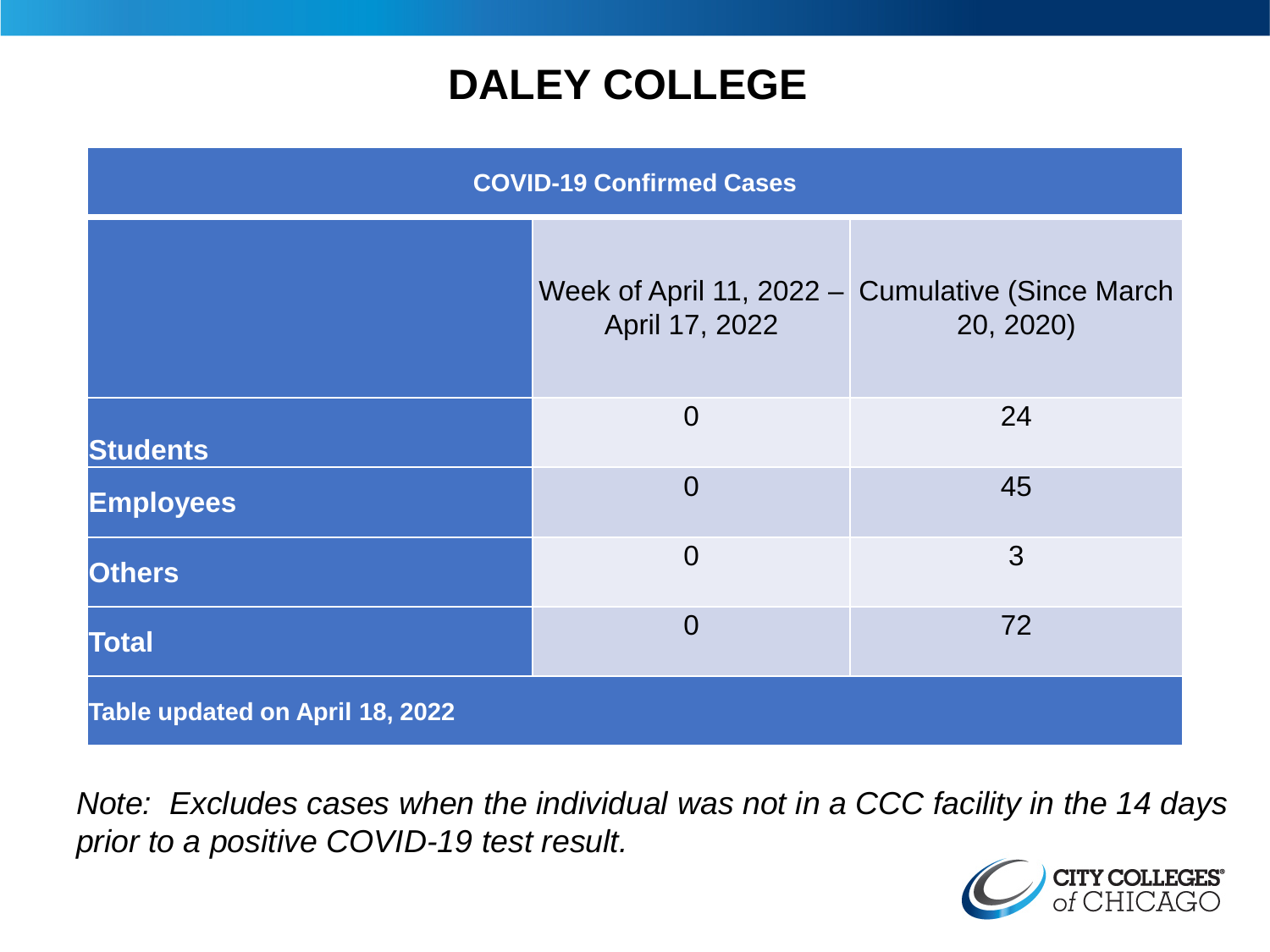# DALEY COLLEGE

| COVID-19 Confirmed Cases | | |
|---|---|---|
| | Week of April 11, 2022 – April 17, 2022 | Cumulative (Since March 20, 2020) |
| **Students** | 0 | 24 |
| **Employees** | 0 | 45 |
| **Others** | 0 | 3 |
| **Total** | 0 | 72 |
| **Table updated on April 18, 2022** | | |

*Note: Excludes cases when the individual was not in a CCC facility in the 14 days prior to a positive COVID-19 test result.*

CITY COLLEGES of CHICAGO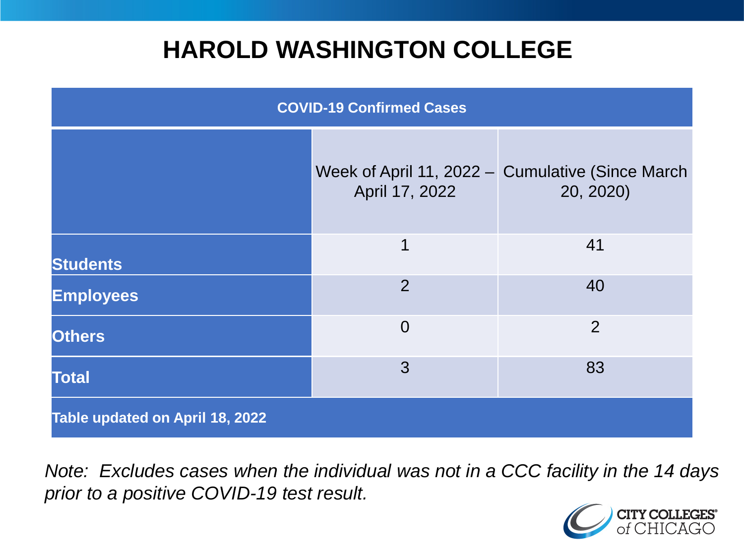# HAROLD WASHINGTON COLLEGE

| COVID-19 Confirmed Cases | | |
|---|---|---|
| | Week of April 11, 2022 – April 17, 2022 | Cumulative (Since March 20, 2020) |
| **Students** | 1 | 41 |
| **Employees** | 2 | 40 |
| **Others** | 0 | 2 |
| **Total** | 3 | 83 |
| **Table updated on April 18, 2022** | | |

*Note: Excludes cases when the individual was not in a CCC facility in the 14 days prior to a positive COVID-19 test result.*

CITY COLLEGES of CHICAGO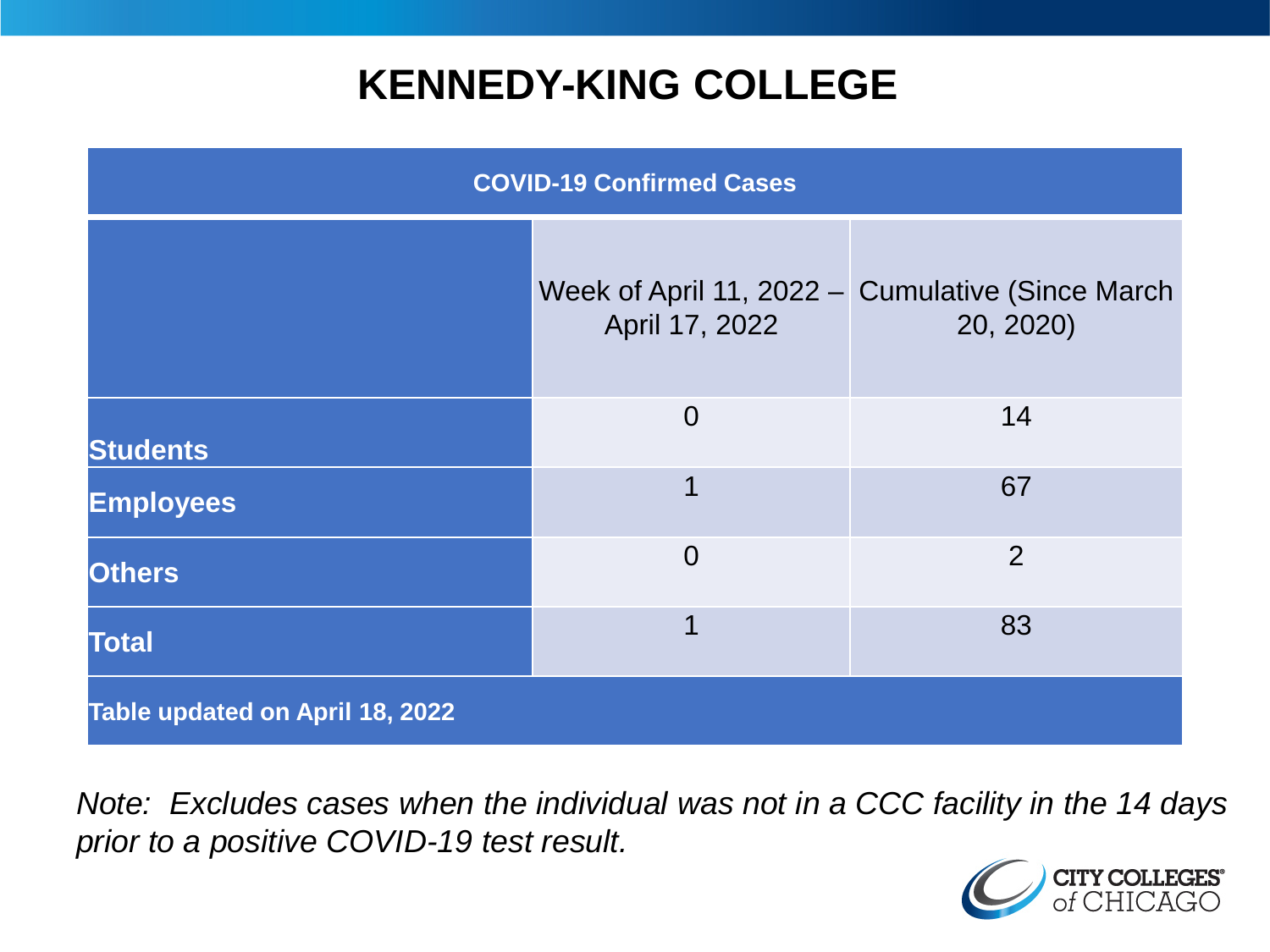# KENNEDY-KING COLLEGE

| COVID-19 Confirmed Cases | | |
|---|---|---|
| | Week of April 11, 2022 – April 17, 2022 | Cumulative (Since March 20, 2020) |
| **Students** | 0 | 14 |
| **Employees** | 1 | 67 |
| **Others** | 0 | 2 |
| **Total** | 1 | 83 |
| **Table updated on April 18, 2022** | | |

*Note: Excludes cases when the individual was not in a CCC facility in the 14 days prior to a positive COVID-19 test result.*

CITY COLLEGES of CHICAGO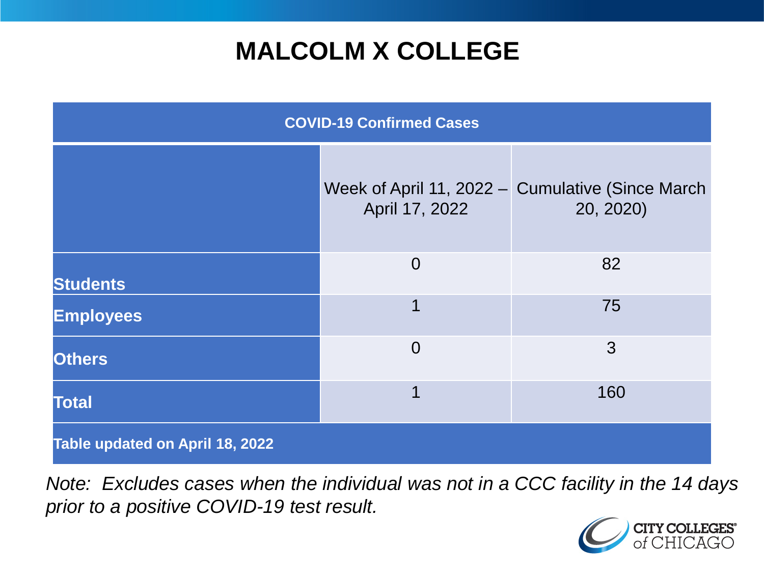# MALCOLM X COLLEGE

| COVID-19 Confirmed Cases | | |
|---|---|---|
| | Week of April 11, 2022 – April 17, 2022 | Cumulative (Since March 20, 2020) |
| **Students** | 0 | 82 |
| **Employees** | 1 | 75 |
| **Others** | 0 | 3 |
| **Total** | 1 | 160 |
| **Table updated on April 18, 2022** | | |

*Note: Excludes cases when the individual was not in a CCC facility in the 14 days prior to a positive COVID-19 test result.*

CITY COLLEGES of CHICAGO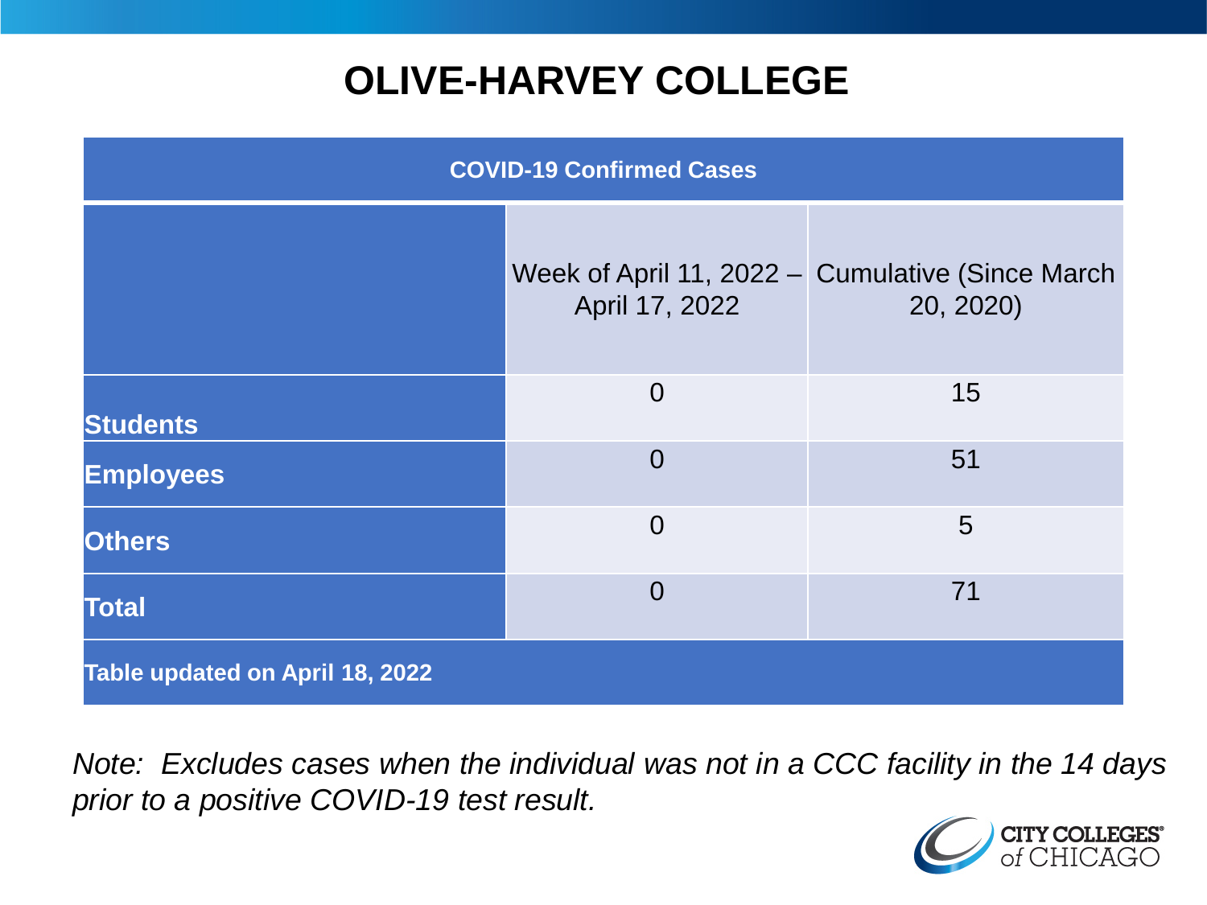# OLIVE-HARVEY COLLEGE

| COVID-19 Confirmed Cases | | |
|---|---|---|
| | Week of April 11, 2022 – April 17, 2022 | Cumulative (Since March 20, 2020) |
| **Students** | 0 | 15 |
| **Employees** | 0 | 51 |
| **Others** | 0 | 5 |
| **Total** | 0 | 71 |
| **Table updated on April 18, 2022** | | |

*Note: Excludes cases when the individual was not in a CCC facility in the 14 days prior to a positive COVID-19 test result.*

CITY COLLEGES of CHICAGO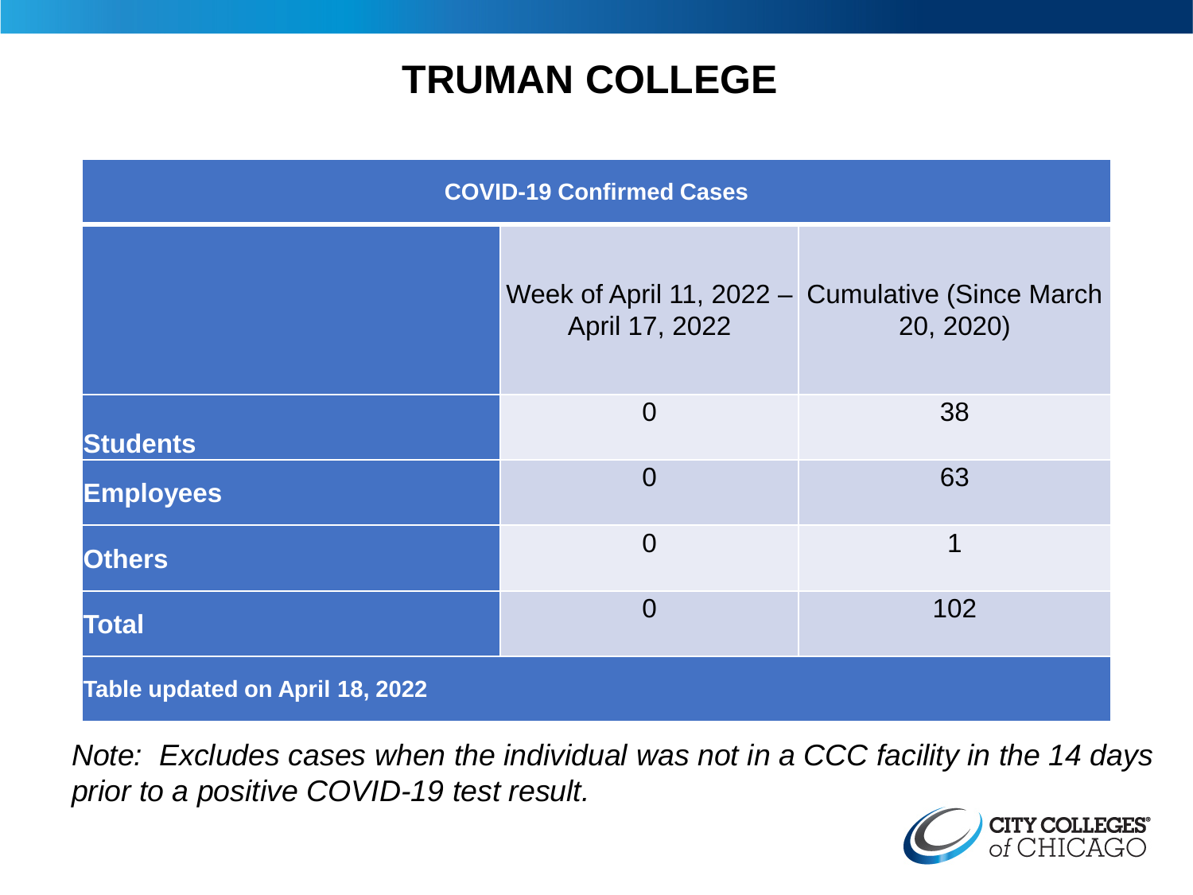# TRUMAN COLLEGE

| COVID-19 Confirmed Cases | | |
|---|---|---|
| | Week of April 11, 2022 – April 17, 2022 | Cumulative (Since March 20, 2020) |
| **Students** | 0 | 38 |
| **Employees** | 0 | 63 |
| **Others** | 0 | 1 |
| **Total** | 0 | 102 |
| **Table updated on April 18, 2022** | | |

*Note: Excludes cases when the individual was not in a CCC facility in the 14 days prior to a positive COVID-19 test result.*

CITY COLLEGES of CHICAGO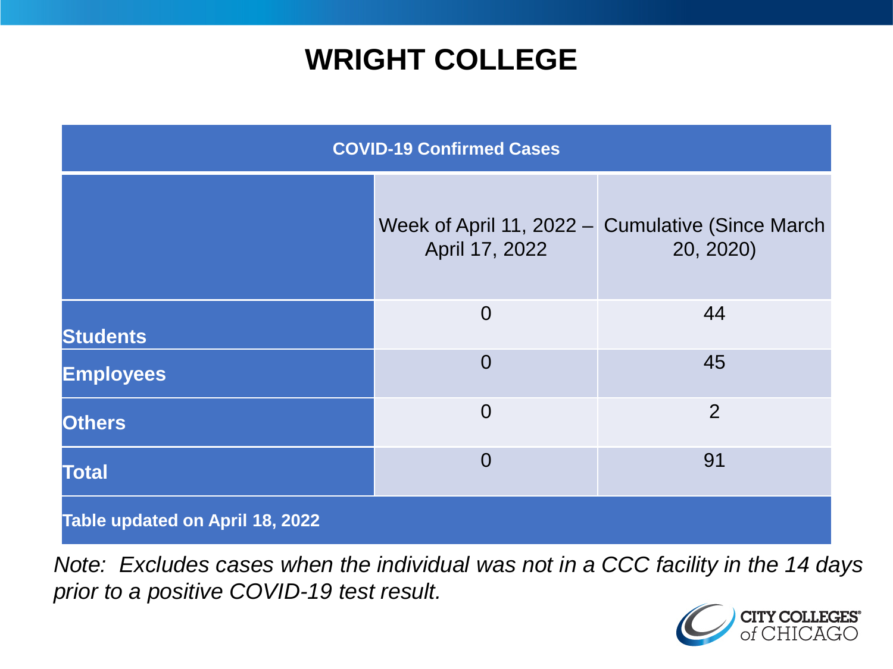# WRIGHT COLLEGE

| COVID-19 Confirmed Cases | | |
|---|---|---|
| | Week of April 11, 2022 – April 17, 2022 | Cumulative (Since March 20, 2020) |
| **Students** | 0 | 44 |
| **Employees** | 0 | 45 |
| **Others** | 0 | 2 |
| **Total** | 0 | 91 |
| **Table updated on April 18, 2022** | | |

*Note: Excludes cases when the individual was not in a CCC facility in the 14 days prior to a positive COVID-19 test result.*

CITY COLLEGES of CHICAGO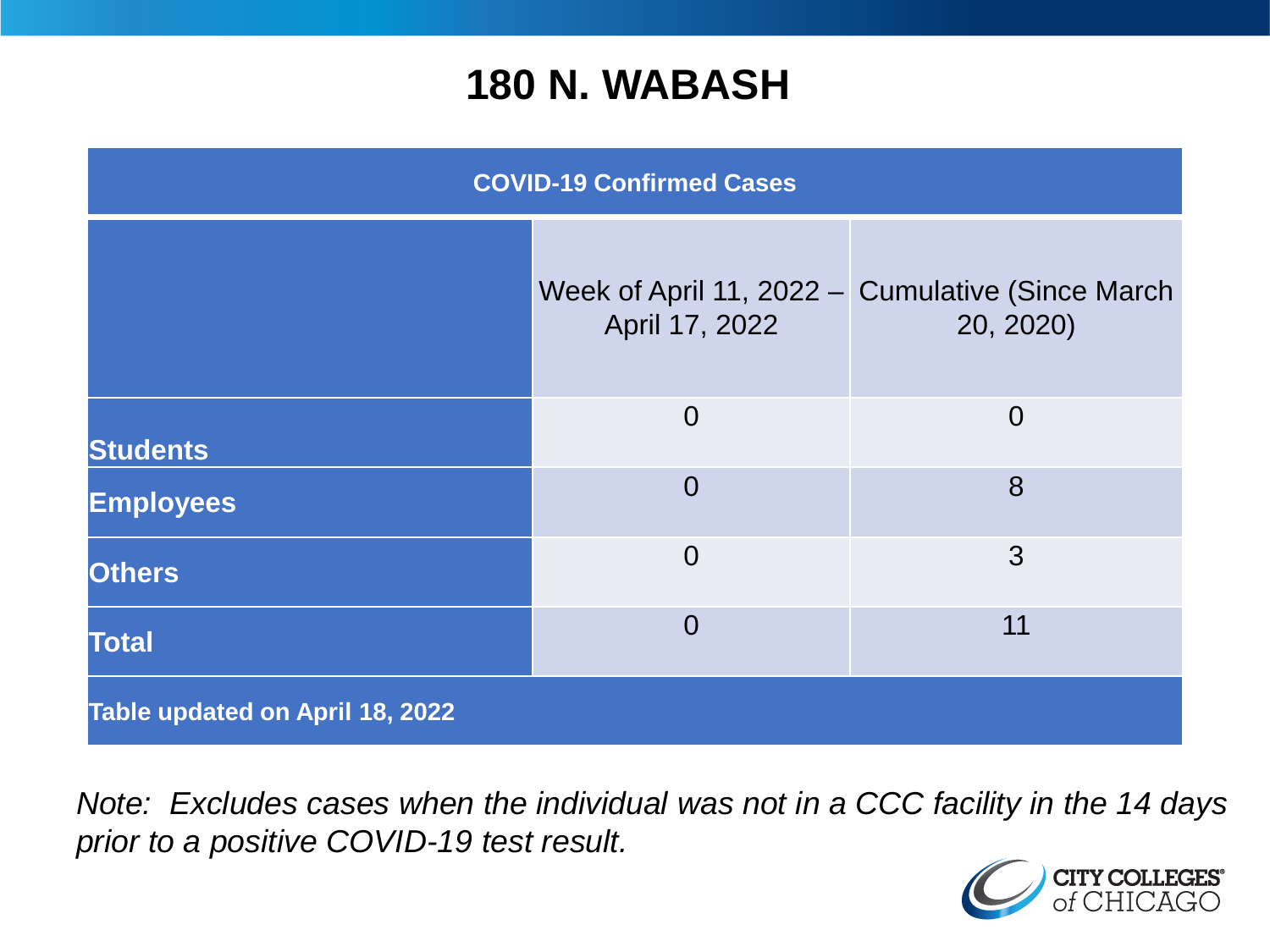# 180 N. WABASH

| COVID-19 Confirmed Cases | | |
|---|---|---|
| | Week of April 11, 2022 – April 17, 2022 | Cumulative (Since March 20, 2020) |
| **Students** | 0 | 0 |
| **Employees** | 0 | 8 |
| **Others** | 0 | 3 |
| **Total** | 0 | 11 |
| **Table updated on April 18, 2022** | | |

*Note: Excludes cases when the individual was not in a CCC facility in the 14 days prior to a positive COVID-19 test result.*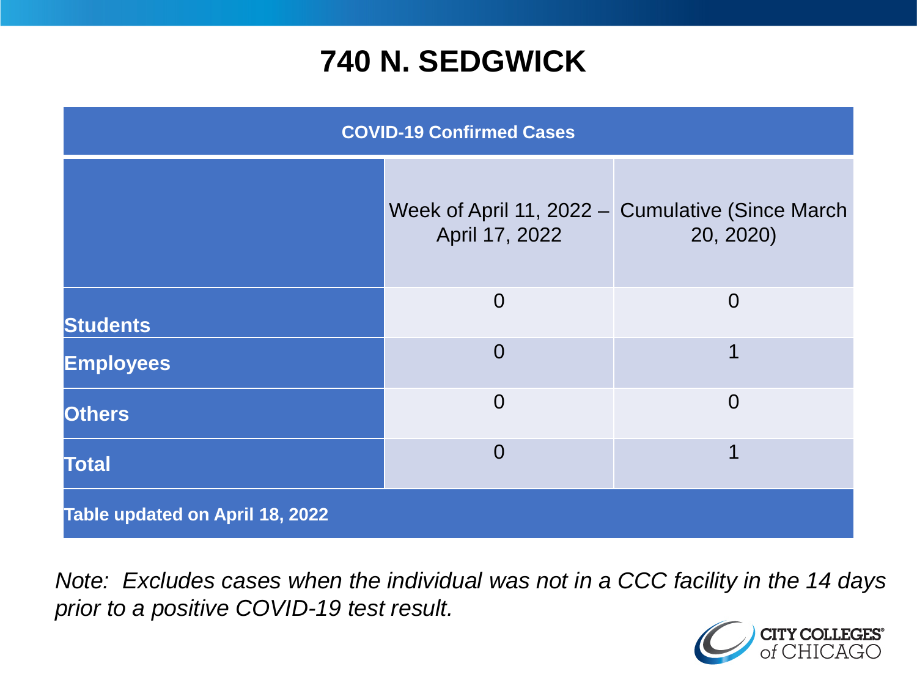# 740 N. SEDGWICK

| COVID-19 Confirmed Cases | | |
|---|---|---|
| | Week of April 11, 2022 – April 17, 2022 | Cumulative (Since March 20, 2020) |
| **Students** | 0 | 0 |
| **Employees** | 0 | 1 |
| **Others** | 0 | 0 |
| **Total** | 0 | 1 |
| **Table updated on April 18, 2022** | | |

*Note: Excludes cases when the individual was not in a CCC facility in the 14 days prior to a positive COVID-19 test result.*

CITY COLLEGES of CHICAGO